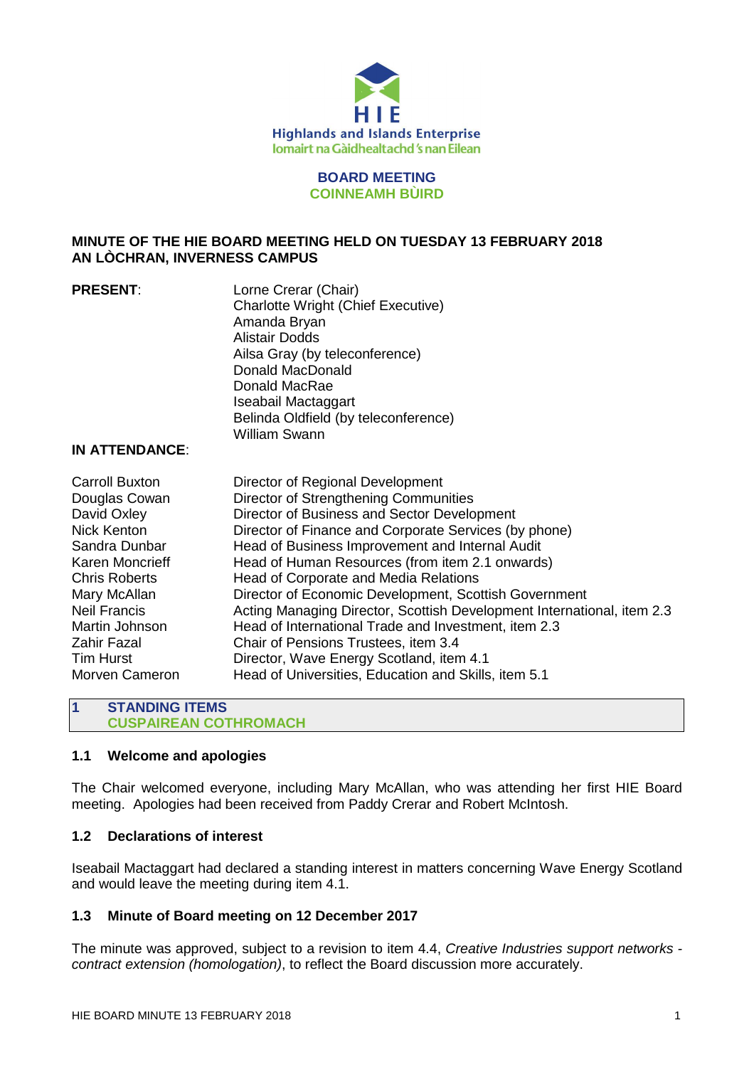Highlands and Islands Enterprise
Iomairt na Gàidhealtachd 's nan Eilean

**BOARD MEETING**
**COINNEAMH BÙIRD**

**MINUTE OF THE HIE BOARD MEETING HELD ON TUESDAY 13 FEBRUARY 2018**
**AN LÒCHRAN, INVERNESS CAMPUS**

| **PRESENT**: | Lorne Crerar (Chair) |
|---|---|
| | Charlotte Wright (Chief Executive) |
| | Amanda Bryan |
| | Alistair Dodds |
| | Ailsa Gray (by teleconference) |
| | Donald MacDonald |
| | Donald MacRae |
| | Iseabail Mactaggart |
| | Belinda Oldfield (by teleconference) |
| | William Swann |

**IN ATTENDANCE**:

| | |
|---|---|
| Carroll Buxton | Director of Regional Development |
| Douglas Cowan | Director of Strengthening Communities |
| David Oxley | Director of Business and Sector Development |
| Nick Kenton | Director of Finance and Corporate Services (by phone) |
| Sandra Dunbar | Head of Business Improvement and Internal Audit |
| Karen Moncrieff | Head of Human Resources (from item 2.1 onwards) |
| Chris Roberts | Head of Corporate and Media Relations |
| Mary McAllan | Director of Economic Development, Scottish Government |
| Neil Francis | Acting Managing Director, Scottish Development International, item 2.3 |
| Martin Johnson | Head of International Trade and Investment, item 2.3 |
| Zahir Fazal | Chair of Pensions Trustees, item 3.4 |
| Tim Hurst | Director, Wave Energy Scotland, item 4.1 |
| Morven Cameron | Head of Universities, Education and Skills, item 5.1 |

## 1 STANDING ITEMS
## CUSPAIREAN COTHROMACH

### 1.1 Welcome and apologies

The Chair welcomed everyone, including Mary McAllan, who was attending her first HIE Board meeting. Apologies had been received from Paddy Crerar and Robert McIntosh.

### 1.2 Declarations of interest

Iseabail Mactaggart had declared a standing interest in matters concerning Wave Energy Scotland and would leave the meeting during item 4.1.

### 1.3 Minute of Board meeting on 12 December 2017

The minute was approved, subject to a revision to item 4.4, *Creative Industries support networks - contract extension (homologation)*, to reflect the Board discussion more accurately.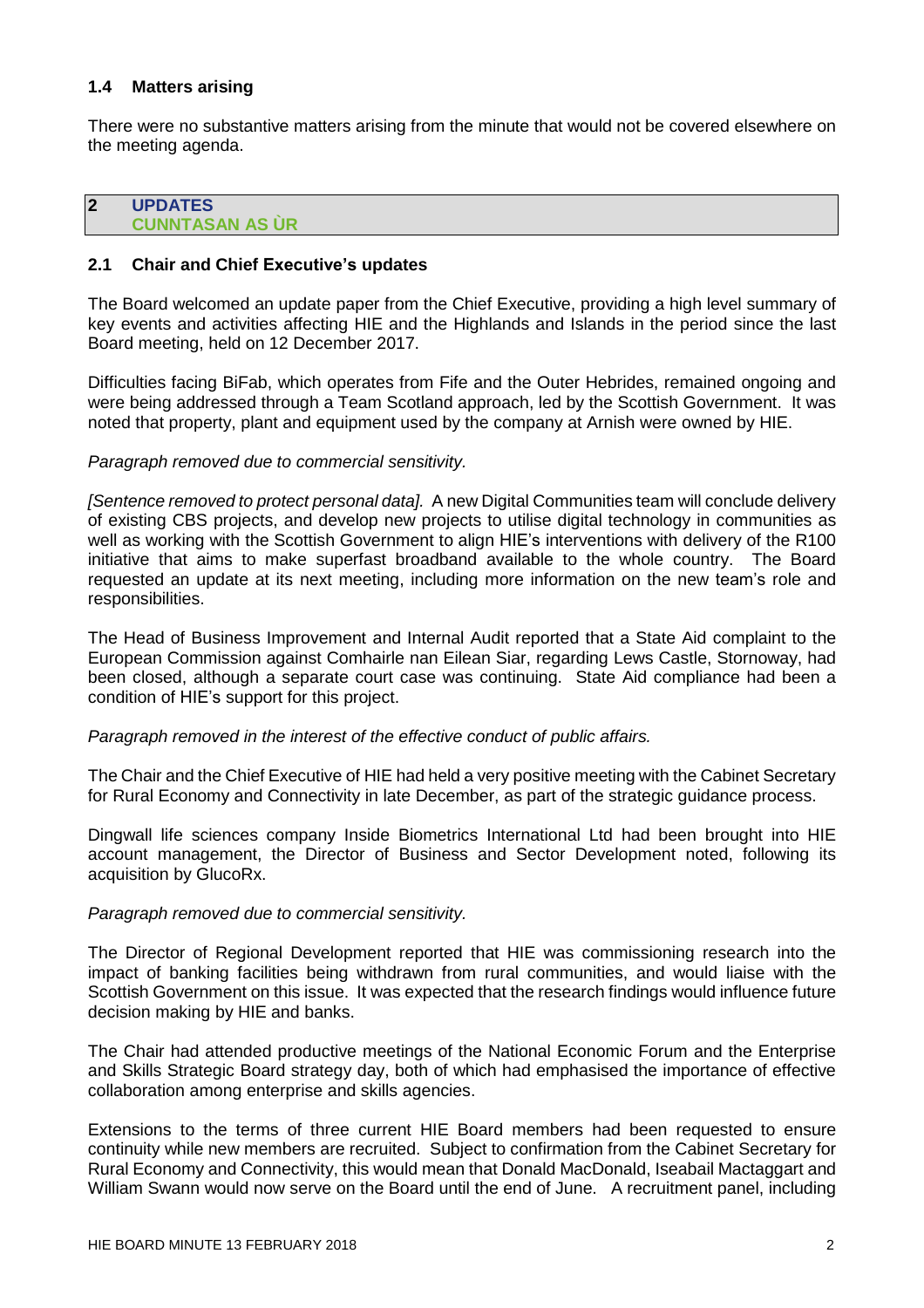### 1.4 Matters arising

There were no substantive matters arising from the minute that would not be covered elsewhere on the meeting agenda.

## 2 UPDATES
## CUNNTASAN AS ÙR

### 2.1 Chair and Chief Executive's updates

The Board welcomed an update paper from the Chief Executive, providing a high level summary of key events and activities affecting HIE and the Highlands and Islands in the period since the last Board meeting, held on 12 December 2017.

Difficulties facing BiFab, which operates from Fife and the Outer Hebrides, remained ongoing and were being addressed through a Team Scotland approach, led by the Scottish Government. It was noted that property, plant and equipment used by the company at Arnish were owned by HIE.

*Paragraph removed due to commercial sensitivity.*

*[Sentence removed to protect personal data].* A new Digital Communities team will conclude delivery of existing CBS projects, and develop new projects to utilise digital technology in communities as well as working with the Scottish Government to align HIE's interventions with delivery of the R100 initiative that aims to make superfast broadband available to the whole country. The Board requested an update at its next meeting, including more information on the new team's role and responsibilities.

The Head of Business Improvement and Internal Audit reported that a State Aid complaint to the European Commission against Comhairle nan Eilean Siar, regarding Lews Castle, Stornoway, had been closed, although a separate court case was continuing. State Aid compliance had been a condition of HIE's support for this project.

*Paragraph removed in the interest of the effective conduct of public affairs.*

The Chair and the Chief Executive of HIE had held a very positive meeting with the Cabinet Secretary for Rural Economy and Connectivity in late December, as part of the strategic guidance process.

Dingwall life sciences company Inside Biometrics International Ltd had been brought into HIE account management, the Director of Business and Sector Development noted, following its acquisition by GlucoRx.

*Paragraph removed due to commercial sensitivity.*

The Director of Regional Development reported that HIE was commissioning research into the impact of banking facilities being withdrawn from rural communities, and would liaise with the Scottish Government on this issue. It was expected that the research findings would influence future decision making by HIE and banks.

The Chair had attended productive meetings of the National Economic Forum and the Enterprise and Skills Strategic Board strategy day, both of which had emphasised the importance of effective collaboration among enterprise and skills agencies.

Extensions to the terms of three current HIE Board members had been requested to ensure continuity while new members are recruited. Subject to confirmation from the Cabinet Secretary for Rural Economy and Connectivity, this would mean that Donald MacDonald, Iseabail Mactaggart and William Swann would now serve on the Board until the end of June. A recruitment panel, including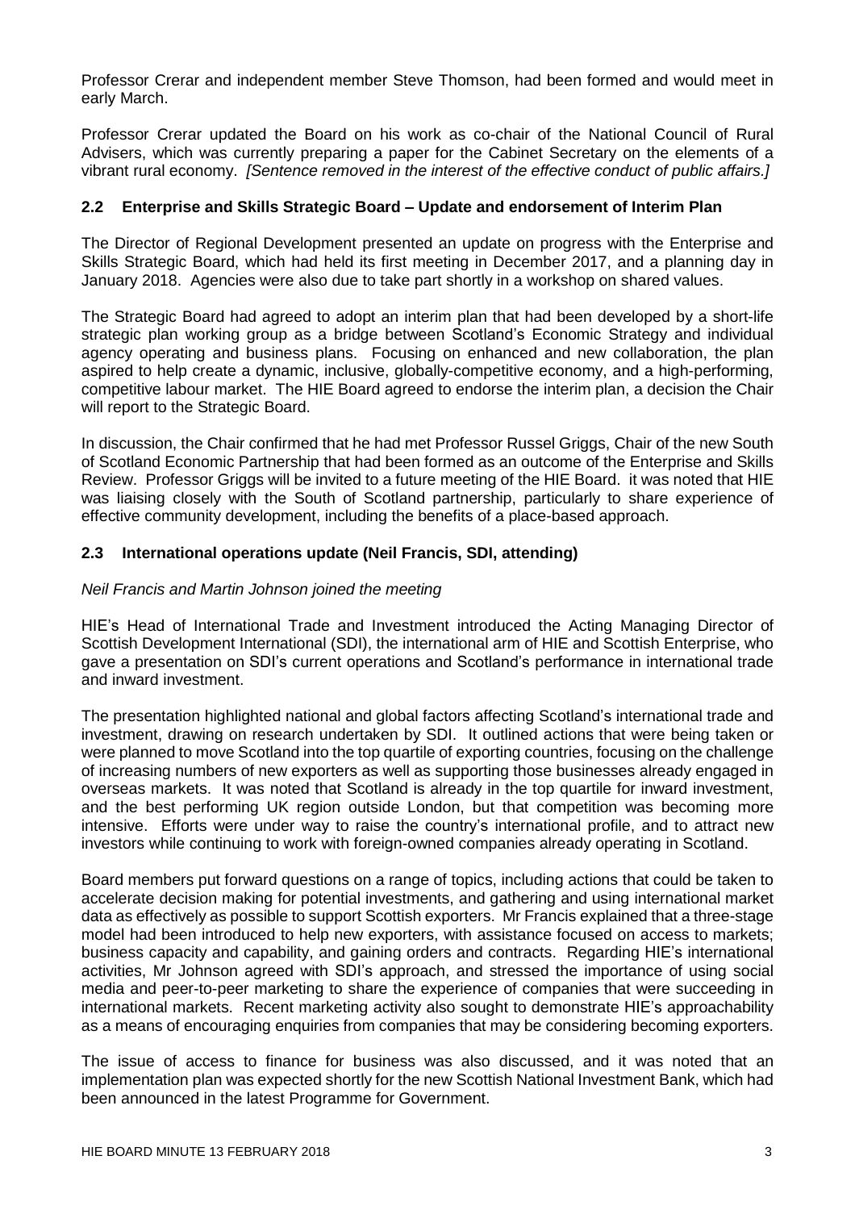Professor Crerar and independent member Steve Thomson, had been formed and would meet in early March.

Professor Crerar updated the Board on his work as co-chair of the National Council of Rural Advisers, which was currently preparing a paper for the Cabinet Secretary on the elements of a vibrant rural economy. *[Sentence removed in the interest of the effective conduct of public affairs.]*

### 2.2 Enterprise and Skills Strategic Board – Update and endorsement of Interim Plan

The Director of Regional Development presented an update on progress with the Enterprise and Skills Strategic Board, which had held its first meeting in December 2017, and a planning day in January 2018. Agencies were also due to take part shortly in a workshop on shared values.

The Strategic Board had agreed to adopt an interim plan that had been developed by a short-life strategic plan working group as a bridge between Scotland's Economic Strategy and individual agency operating and business plans. Focusing on enhanced and new collaboration, the plan aspired to help create a dynamic, inclusive, globally-competitive economy, and a high-performing, competitive labour market. The HIE Board agreed to endorse the interim plan, a decision the Chair will report to the Strategic Board.

In discussion, the Chair confirmed that he had met Professor Russel Griggs, Chair of the new South of Scotland Economic Partnership that had been formed as an outcome of the Enterprise and Skills Review. Professor Griggs will be invited to a future meeting of the HIE Board. it was noted that HIE was liaising closely with the South of Scotland partnership, particularly to share experience of effective community development, including the benefits of a place-based approach.

### 2.3 International operations update (Neil Francis, SDI, attending)

*Neil Francis and Martin Johnson joined the meeting*

HIE's Head of International Trade and Investment introduced the Acting Managing Director of Scottish Development International (SDI), the international arm of HIE and Scottish Enterprise, who gave a presentation on SDI's current operations and Scotland's performance in international trade and inward investment.

The presentation highlighted national and global factors affecting Scotland's international trade and investment, drawing on research undertaken by SDI. It outlined actions that were being taken or were planned to move Scotland into the top quartile of exporting countries, focusing on the challenge of increasing numbers of new exporters as well as supporting those businesses already engaged in overseas markets. It was noted that Scotland is already in the top quartile for inward investment, and the best performing UK region outside London, but that competition was becoming more intensive. Efforts were under way to raise the country's international profile, and to attract new investors while continuing to work with foreign-owned companies already operating in Scotland.

Board members put forward questions on a range of topics, including actions that could be taken to accelerate decision making for potential investments, and gathering and using international market data as effectively as possible to support Scottish exporters. Mr Francis explained that a three-stage model had been introduced to help new exporters, with assistance focused on access to markets; business capacity and capability, and gaining orders and contracts. Regarding HIE's international activities, Mr Johnson agreed with SDI's approach, and stressed the importance of using social media and peer-to-peer marketing to share the experience of companies that were succeeding in international markets. Recent marketing activity also sought to demonstrate HIE's approachability as a means of encouraging enquiries from companies that may be considering becoming exporters.

The issue of access to finance for business was also discussed, and it was noted that an implementation plan was expected shortly for the new Scottish National Investment Bank, which had been announced in the latest Programme for Government.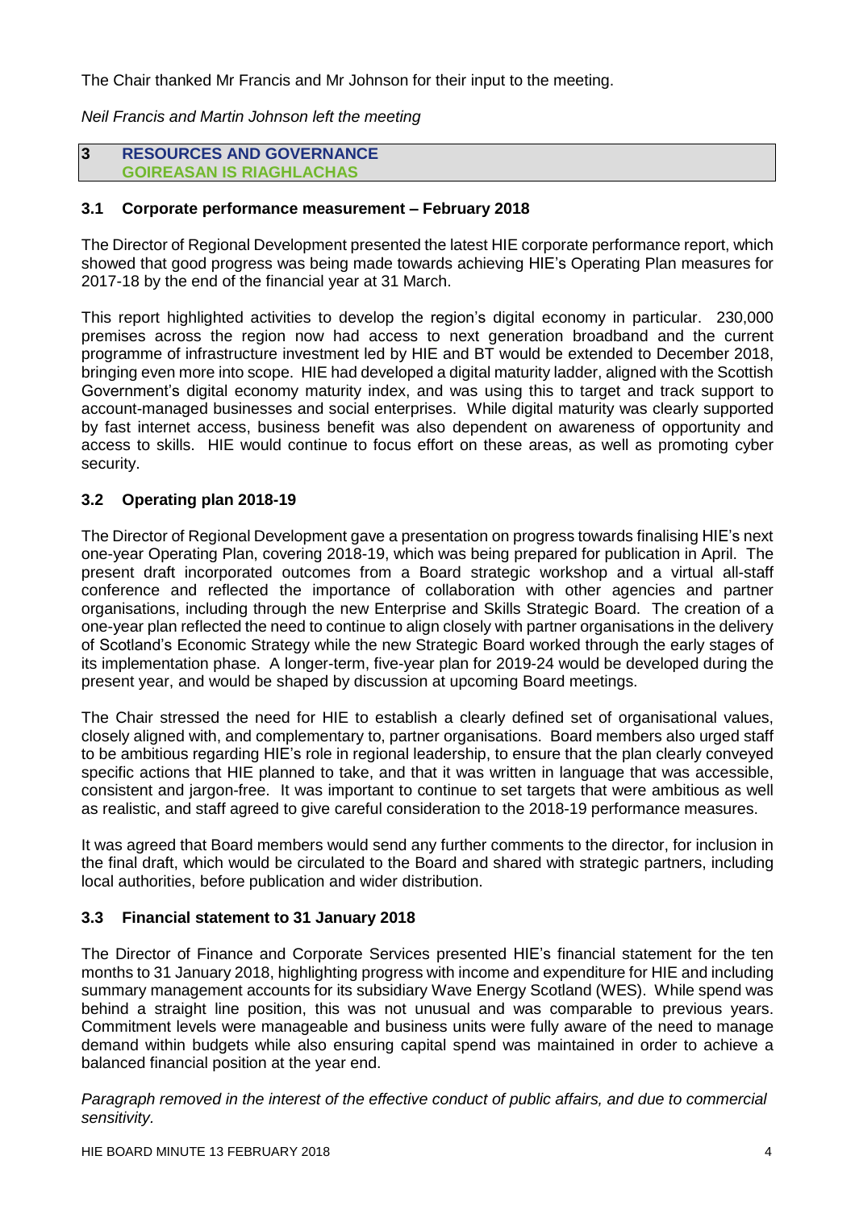The Chair thanked Mr Francis and Mr Johnson for their input to the meeting.

*Neil Francis and Martin Johnson left the meeting*

## 3 RESOURCES AND GOVERNANCE
## GOIREASAN IS RIAGHLACHAS

### 3.1 Corporate performance measurement – February 2018

The Director of Regional Development presented the latest HIE corporate performance report, which showed that good progress was being made towards achieving HIE's Operating Plan measures for 2017-18 by the end of the financial year at 31 March.

This report highlighted activities to develop the region's digital economy in particular. 230,000 premises across the region now had access to next generation broadband and the current programme of infrastructure investment led by HIE and BT would be extended to December 2018, bringing even more into scope. HIE had developed a digital maturity ladder, aligned with the Scottish Government's digital economy maturity index, and was using this to target and track support to account-managed businesses and social enterprises. While digital maturity was clearly supported by fast internet access, business benefit was also dependent on awareness of opportunity and access to skills. HIE would continue to focus effort on these areas, as well as promoting cyber security.

### 3.2 Operating plan 2018-19

The Director of Regional Development gave a presentation on progress towards finalising HIE's next one-year Operating Plan, covering 2018-19, which was being prepared for publication in April. The present draft incorporated outcomes from a Board strategic workshop and a virtual all-staff conference and reflected the importance of collaboration with other agencies and partner organisations, including through the new Enterprise and Skills Strategic Board. The creation of a one-year plan reflected the need to continue to align closely with partner organisations in the delivery of Scotland's Economic Strategy while the new Strategic Board worked through the early stages of its implementation phase. A longer-term, five-year plan for 2019-24 would be developed during the present year, and would be shaped by discussion at upcoming Board meetings.

The Chair stressed the need for HIE to establish a clearly defined set of organisational values, closely aligned with, and complementary to, partner organisations. Board members also urged staff to be ambitious regarding HIE's role in regional leadership, to ensure that the plan clearly conveyed specific actions that HIE planned to take, and that it was written in language that was accessible, consistent and jargon-free. It was important to continue to set targets that were ambitious as well as realistic, and staff agreed to give careful consideration to the 2018-19 performance measures.

It was agreed that Board members would send any further comments to the director, for inclusion in the final draft, which would be circulated to the Board and shared with strategic partners, including local authorities, before publication and wider distribution.

### 3.3 Financial statement to 31 January 2018

The Director of Finance and Corporate Services presented HIE's financial statement for the ten months to 31 January 2018, highlighting progress with income and expenditure for HIE and including summary management accounts for its subsidiary Wave Energy Scotland (WES). While spend was behind a straight line position, this was not unusual and was comparable to previous years. Commitment levels were manageable and business units were fully aware of the need to manage demand within budgets while also ensuring capital spend was maintained in order to achieve a balanced financial position at the year end.

*Paragraph removed in the interest of the effective conduct of public affairs, and due to commercial sensitivity.*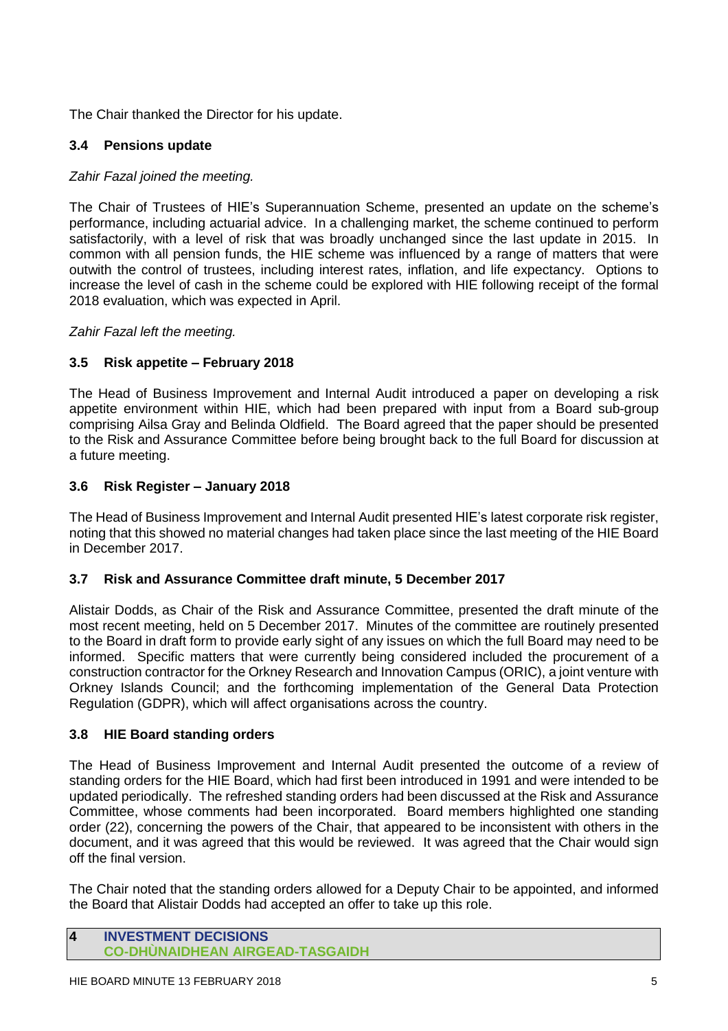The Chair thanked the Director for his update.

### 3.4 Pensions update

*Zahir Fazal joined the meeting.*

The Chair of Trustees of HIE's Superannuation Scheme, presented an update on the scheme's performance, including actuarial advice. In a challenging market, the scheme continued to perform satisfactorily, with a level of risk that was broadly unchanged since the last update in 2015. In common with all pension funds, the HIE scheme was influenced by a range of matters that were outwith the control of trustees, including interest rates, inflation, and life expectancy. Options to increase the level of cash in the scheme could be explored with HIE following receipt of the formal 2018 evaluation, which was expected in April.

*Zahir Fazal left the meeting.*

### 3.5 Risk appetite – February 2018

The Head of Business Improvement and Internal Audit introduced a paper on developing a risk appetite environment within HIE, which had been prepared with input from a Board sub-group comprising Ailsa Gray and Belinda Oldfield. The Board agreed that the paper should be presented to the Risk and Assurance Committee before being brought back to the full Board for discussion at a future meeting.

### 3.6 Risk Register – January 2018

The Head of Business Improvement and Internal Audit presented HIE's latest corporate risk register, noting that this showed no material changes had taken place since the last meeting of the HIE Board in December 2017.

### 3.7 Risk and Assurance Committee draft minute, 5 December 2017

Alistair Dodds, as Chair of the Risk and Assurance Committee, presented the draft minute of the most recent meeting, held on 5 December 2017. Minutes of the committee are routinely presented to the Board in draft form to provide early sight of any issues on which the full Board may need to be informed. Specific matters that were currently being considered included the procurement of a construction contractor for the Orkney Research and Innovation Campus (ORIC), a joint venture with Orkney Islands Council; and the forthcoming implementation of the General Data Protection Regulation (GDPR), which will affect organisations across the country.

### 3.8 HIE Board standing orders

The Head of Business Improvement and Internal Audit presented the outcome of a review of standing orders for the HIE Board, which had first been introduced in 1991 and were intended to be updated periodically. The refreshed standing orders had been discussed at the Risk and Assurance Committee, whose comments had been incorporated. Board members highlighted one standing order (22), concerning the powers of the Chair, that appeared to be inconsistent with others in the document, and it was agreed that this would be reviewed. It was agreed that the Chair would sign off the final version.

The Chair noted that the standing orders allowed for a Deputy Chair to be appointed, and informed the Board that Alistair Dodds had accepted an offer to take up this role.

## 4 INVESTMENT DECISIONS
## CO-DHÙNAIDHEAN AIRGEAD-TASGAIDH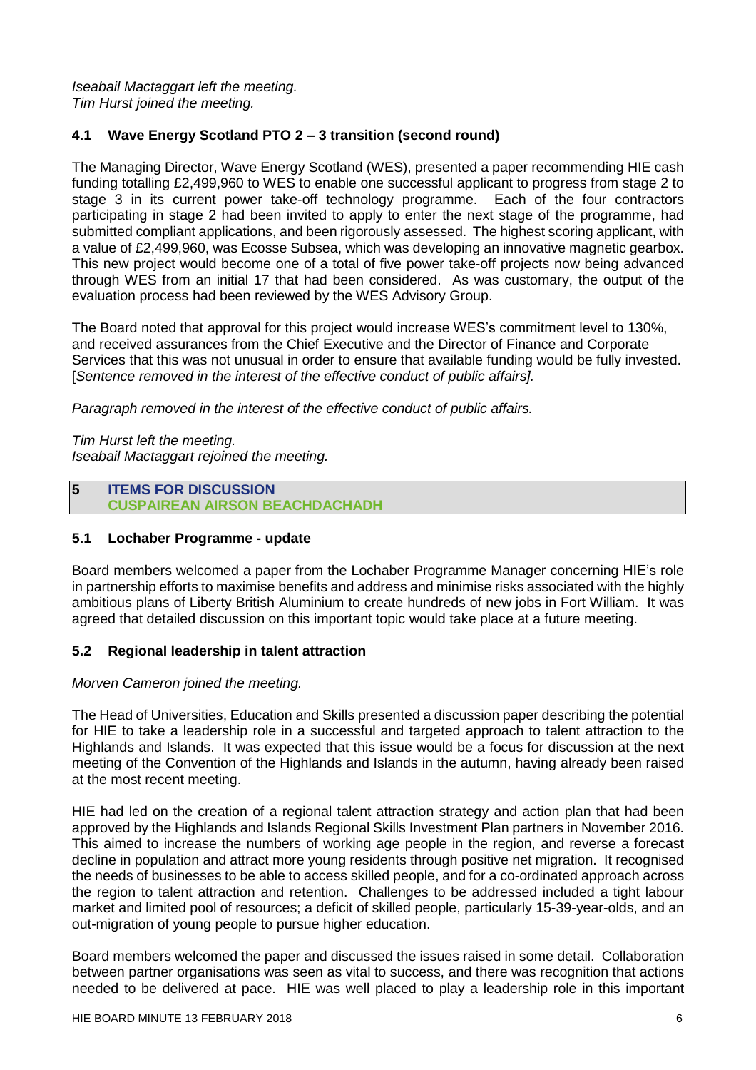*Iseabail Mactaggart left the meeting.*
*Tim Hurst joined the meeting.*

### 4.1 Wave Energy Scotland PTO 2 – 3 transition (second round)

The Managing Director, Wave Energy Scotland (WES), presented a paper recommending HIE cash funding totalling £2,499,960 to WES to enable one successful applicant to progress from stage 2 to stage 3 in its current power take-off technology programme. Each of the four contractors participating in stage 2 had been invited to apply to enter the next stage of the programme, had submitted compliant applications, and been rigorously assessed. The highest scoring applicant, with a value of £2,499,960, was Ecosse Subsea, which was developing an innovative magnetic gearbox. This new project would become one of a total of five power take-off projects now being advanced through WES from an initial 17 that had been considered. As was customary, the output of the evaluation process had been reviewed by the WES Advisory Group.

The Board noted that approval for this project would increase WES's commitment level to 130%, and received assurances from the Chief Executive and the Director of Finance and Corporate Services that this was not unusual in order to ensure that available funding would be fully invested. [*Sentence removed in the interest of the effective conduct of public affairs].*

*Paragraph removed in the interest of the effective conduct of public affairs.*

*Tim Hurst left the meeting.*
*Iseabail Mactaggart rejoined the meeting.*

## 5 ITEMS FOR DISCUSSION
## CUSPAIREAN AIRSON BEACHDACHADH

### 5.1 Lochaber Programme - update

Board members welcomed a paper from the Lochaber Programme Manager concerning HIE's role in partnership efforts to maximise benefits and address and minimise risks associated with the highly ambitious plans of Liberty British Aluminium to create hundreds of new jobs in Fort William. It was agreed that detailed discussion on this important topic would take place at a future meeting.

### 5.2 Regional leadership in talent attraction

*Morven Cameron joined the meeting.*

The Head of Universities, Education and Skills presented a discussion paper describing the potential for HIE to take a leadership role in a successful and targeted approach to talent attraction to the Highlands and Islands. It was expected that this issue would be a focus for discussion at the next meeting of the Convention of the Highlands and Islands in the autumn, having already been raised at the most recent meeting.

HIE had led on the creation of a regional talent attraction strategy and action plan that had been approved by the Highlands and Islands Regional Skills Investment Plan partners in November 2016. This aimed to increase the numbers of working age people in the region, and reverse a forecast decline in population and attract more young residents through positive net migration. It recognised the needs of businesses to be able to access skilled people, and for a co-ordinated approach across the region to talent attraction and retention. Challenges to be addressed included a tight labour market and limited pool of resources; a deficit of skilled people, particularly 15-39-year-olds, and an out-migration of young people to pursue higher education.

Board members welcomed the paper and discussed the issues raised in some detail. Collaboration between partner organisations was seen as vital to success, and there was recognition that actions needed to be delivered at pace. HIE was well placed to play a leadership role in this important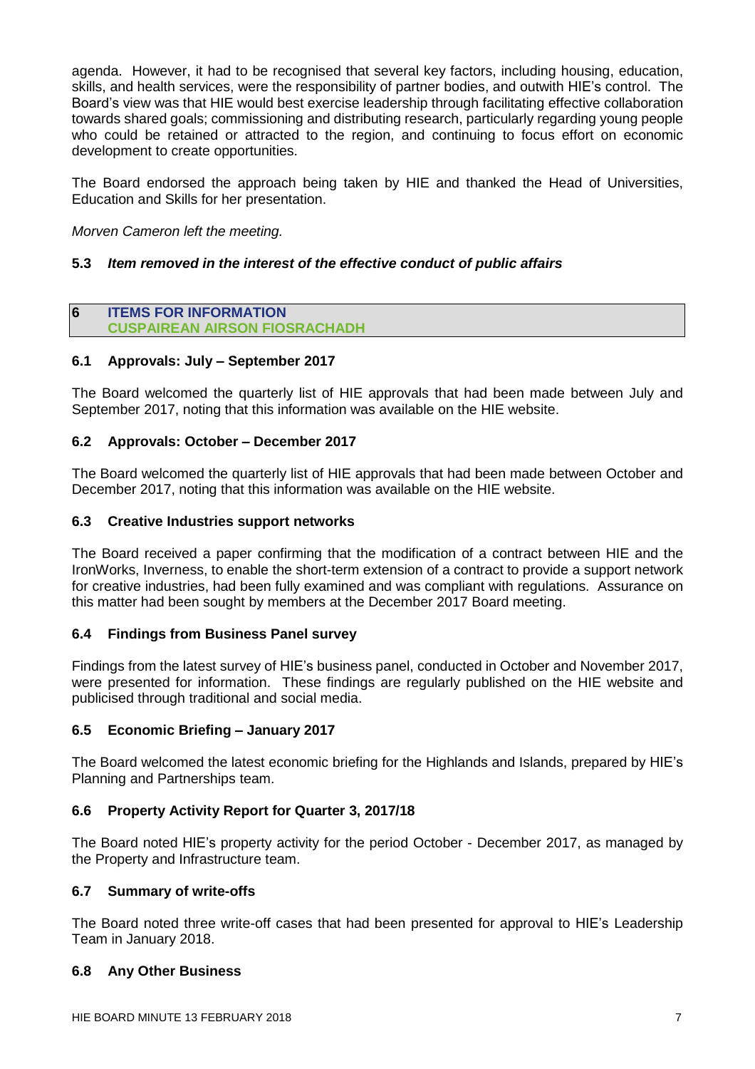agenda. However, it had to be recognised that several key factors, including housing, education, skills, and health services, were the responsibility of partner bodies, and outwith HIE's control. The Board's view was that HIE would best exercise leadership through facilitating effective collaboration towards shared goals; commissioning and distributing research, particularly regarding young people who could be retained or attracted to the region, and continuing to focus effort on economic development to create opportunities.

The Board endorsed the approach being taken by HIE and thanked the Head of Universities, Education and Skills for her presentation.

*Morven Cameron left the meeting.*

### 5.3 *Item removed in the interest of the effective conduct of public affairs*

## 6 ITEMS FOR INFORMATION
## CUSPAIREAN AIRSON FIOSRACHADH

### 6.1 Approvals: July – September 2017

The Board welcomed the quarterly list of HIE approvals that had been made between July and September 2017, noting that this information was available on the HIE website.

### 6.2 Approvals: October – December 2017

The Board welcomed the quarterly list of HIE approvals that had been made between October and December 2017, noting that this information was available on the HIE website.

### 6.3 Creative Industries support networks

The Board received a paper confirming that the modification of a contract between HIE and the IronWorks, Inverness, to enable the short-term extension of a contract to provide a support network for creative industries, had been fully examined and was compliant with regulations. Assurance on this matter had been sought by members at the December 2017 Board meeting.

### 6.4 Findings from Business Panel survey

Findings from the latest survey of HIE's business panel, conducted in October and November 2017, were presented for information. These findings are regularly published on the HIE website and publicised through traditional and social media.

### 6.5 Economic Briefing – January 2017

The Board welcomed the latest economic briefing for the Highlands and Islands, prepared by HIE's Planning and Partnerships team.

### 6.6 Property Activity Report for Quarter 3, 2017/18

The Board noted HIE's property activity for the period October - December 2017, as managed by the Property and Infrastructure team.

### 6.7 Summary of write-offs

The Board noted three write-off cases that had been presented for approval to HIE's Leadership Team in January 2018.

### 6.8 Any Other Business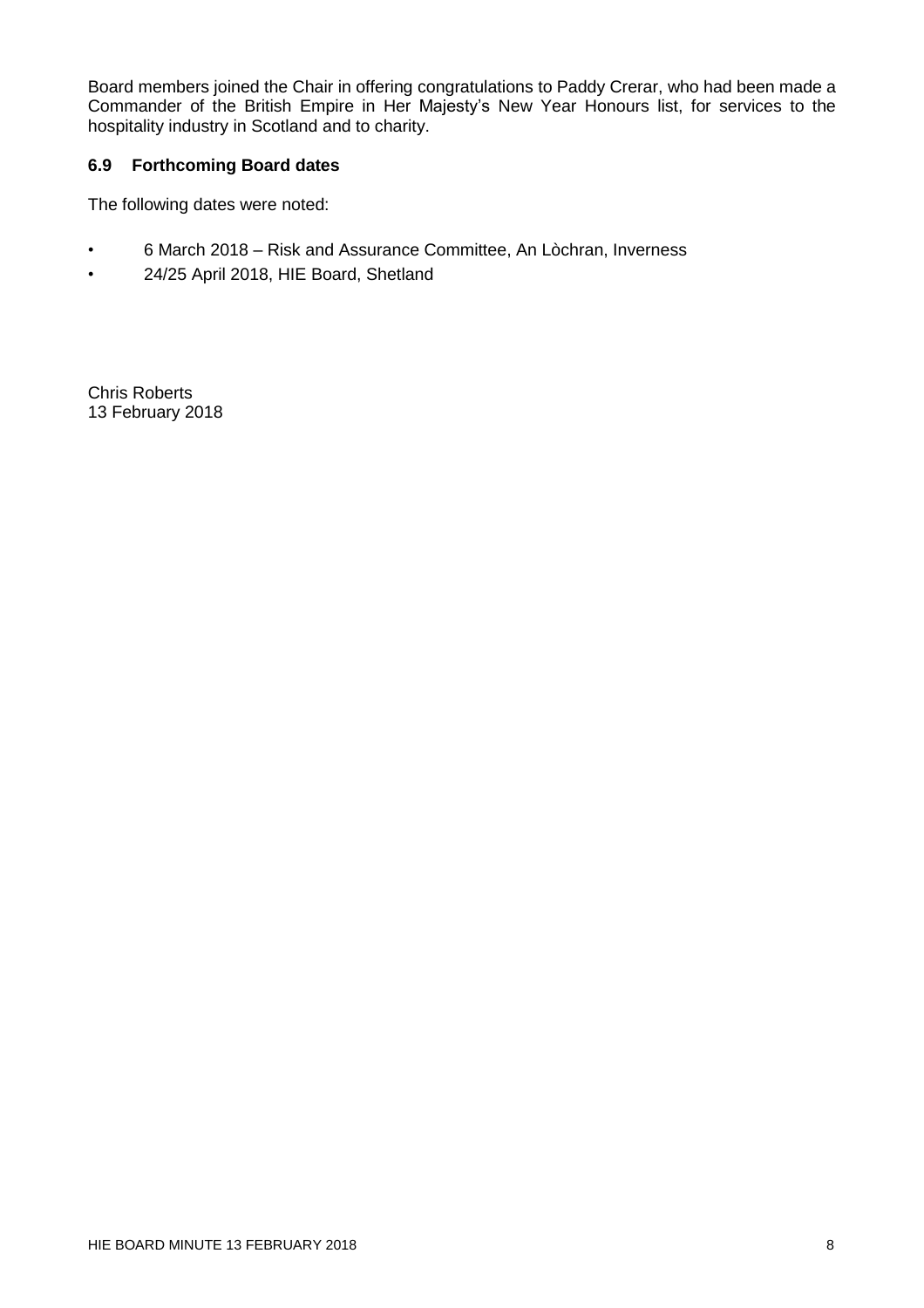Board members joined the Chair in offering congratulations to Paddy Crerar, who had been made a Commander of the British Empire in Her Majesty's New Year Honours list, for services to the hospitality industry in Scotland and to charity.

### 6.9 Forthcoming Board dates

The following dates were noted:

- 6 March 2018 – Risk and Assurance Committee, An Lòchran, Inverness
- 24/25 April 2018, HIE Board, Shetland

Chris Roberts
13 February 2018